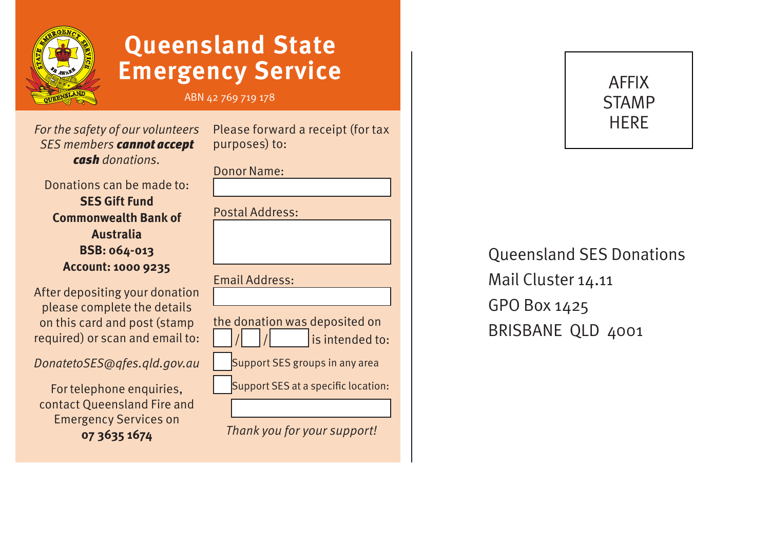# Queensland State Emergency Service

ABN 42 769 719 178

*For the safety of our volunteers SES members* ***cannot accept cash*** *donations.*

Donations can be made to:
**SES Gift Fund**
**Commonwealth Bank of Australia**
**BSB: 064-013**
**Account: 1000 9235**

After depositing your donation please complete the details on this card and post (stamp required) or scan and email to:

*DonatetoSES@qfes.qld.gov.au*

For telephone enquiries, contact Queensland Fire and Emergency Services on
**07 3635 1674**

Please forward a receipt (for tax purposes) to:

Donor Name: ____________________

Postal Address: ____________________

Email Address: ____________________

the donation was deposited on ___ / ___ / _____ is intended to:

☐ Support SES groups in any area

☐ Support SES at a specific location: ____________________

*Thank you for your support!*

AFFIX STAMP HERE

Queensland SES Donations
Mail Cluster 14.11
GPO Box 1425
BRISBANE QLD 4001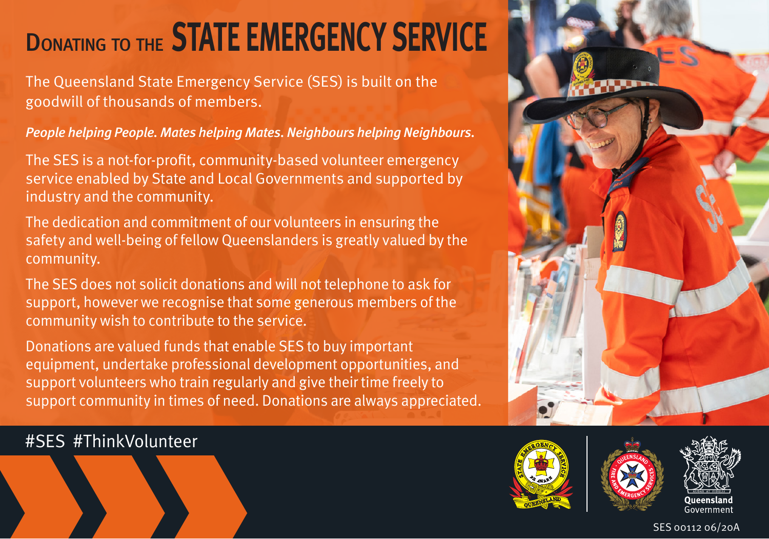# Donating to the STATE EMERGENCY SERVICE

The Queensland State Emergency Service (SES) is built on the goodwill of thousands of members.

***People helping People. Mates helping Mates. Neighbours helping Neighbours.***

The SES is a not-for-profit, community-based volunteer emergency service enabled by State and Local Governments and supported by industry and the community.

The dedication and commitment of our volunteers in ensuring the safety and well-being of fellow Queenslanders is greatly valued by the community.

The SES does not solicit donations and will not telephone to ask for support, however we recognise that some generous members of the community wish to contribute to the service.

Donations are valued funds that enable SES to buy important equipment, undertake professional development opportunities, and support volunteers who train regularly and give their time freely to support community in times of need. Donations are always appreciated.

#SES #ThinkVolunteer

Queensland Government

SES 00112 06/20A